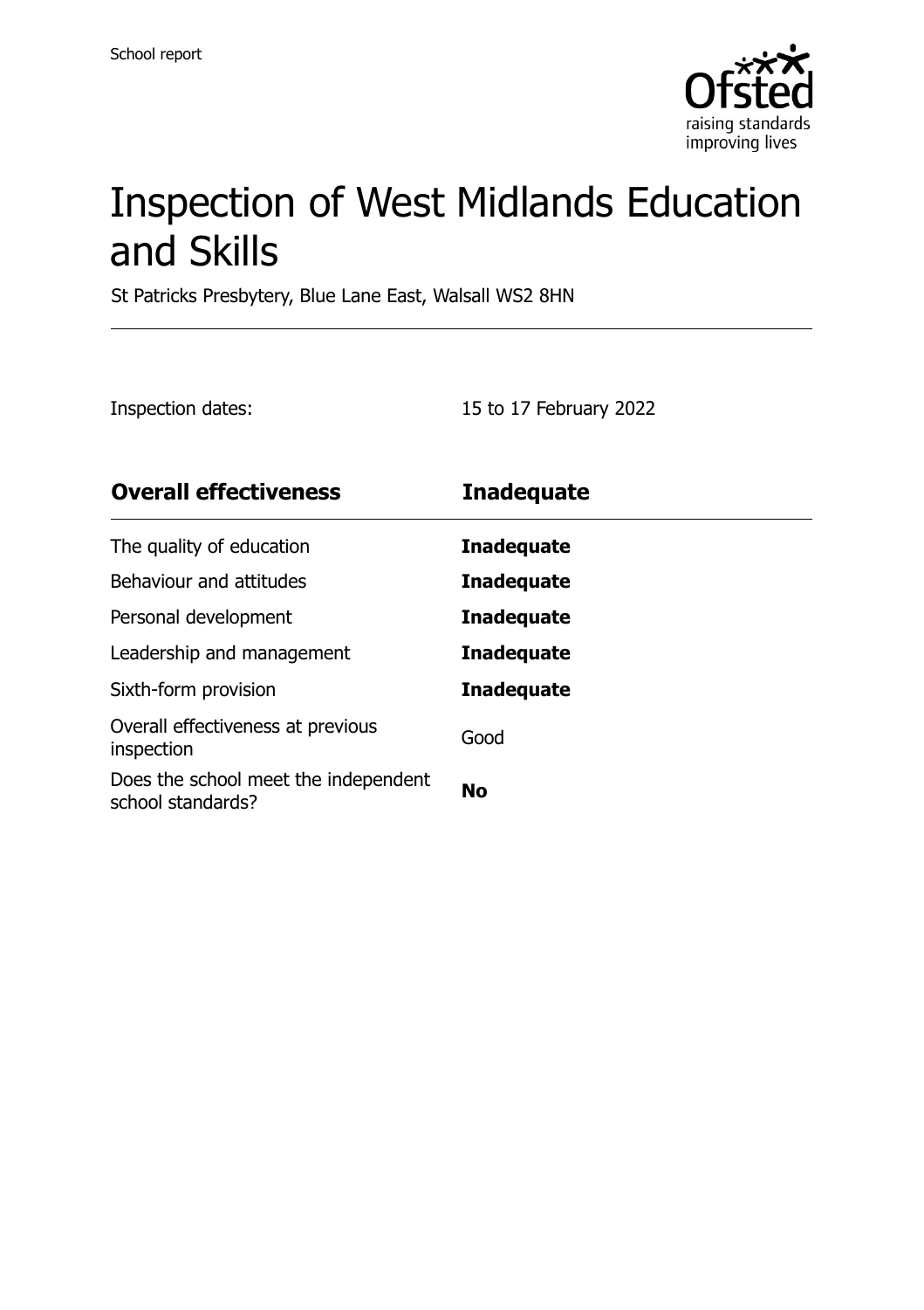School report

# Inspection of West Midlands Education and Skills

St Patricks Presbytery, Blue Lane East, Walsall WS2 8HN

Inspection dates: 15 to 17 February 2022

| **Overall effectiveness** | **Inadequate** |
| --- | --- |
| The quality of education | **Inadequate** |
| Behaviour and attitudes | **Inadequate** |
| Personal development | **Inadequate** |
| Leadership and management | **Inadequate** |
| Sixth-form provision | **Inadequate** |
| Overall effectiveness at previous inspection | Good |
| Does the school meet the independent school standards? | **No** |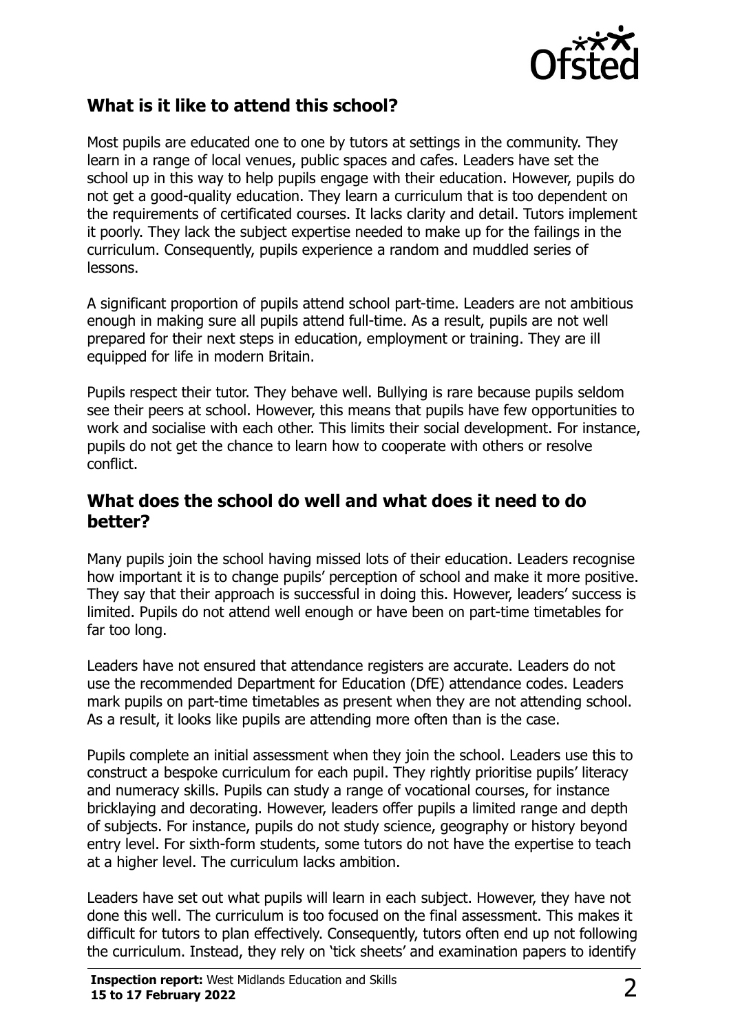## What is it like to attend this school?

Most pupils are educated one to one by tutors at settings in the community. They learn in a range of local venues, public spaces and cafes. Leaders have set the school up in this way to help pupils engage with their education. However, pupils do not get a good-quality education. They learn a curriculum that is too dependent on the requirements of certificated courses. It lacks clarity and detail. Tutors implement it poorly. They lack the subject expertise needed to make up for the failings in the curriculum. Consequently, pupils experience a random and muddled series of lessons.

A significant proportion of pupils attend school part-time. Leaders are not ambitious enough in making sure all pupils attend full-time. As a result, pupils are not well prepared for their next steps in education, employment or training. They are ill equipped for life in modern Britain.

Pupils respect their tutor. They behave well. Bullying is rare because pupils seldom see their peers at school. However, this means that pupils have few opportunities to work and socialise with each other. This limits their social development. For instance, pupils do not get the chance to learn how to cooperate with others or resolve conflict.

## What does the school do well and what does it need to do better?

Many pupils join the school having missed lots of their education. Leaders recognise how important it is to change pupils' perception of school and make it more positive. They say that their approach is successful in doing this. However, leaders' success is limited. Pupils do not attend well enough or have been on part-time timetables for far too long.

Leaders have not ensured that attendance registers are accurate. Leaders do not use the recommended Department for Education (DfE) attendance codes. Leaders mark pupils on part-time timetables as present when they are not attending school. As a result, it looks like pupils are attending more often than is the case.

Pupils complete an initial assessment when they join the school. Leaders use this to construct a bespoke curriculum for each pupil. They rightly prioritise pupils' literacy and numeracy skills. Pupils can study a range of vocational courses, for instance bricklaying and decorating. However, leaders offer pupils a limited range and depth of subjects. For instance, pupils do not study science, geography or history beyond entry level. For sixth-form students, some tutors do not have the expertise to teach at a higher level. The curriculum lacks ambition.

Leaders have set out what pupils will learn in each subject. However, they have not done this well. The curriculum is too focused on the final assessment. This makes it difficult for tutors to plan effectively. Consequently, tutors often end up not following the curriculum. Instead, they rely on 'tick sheets' and examination papers to identify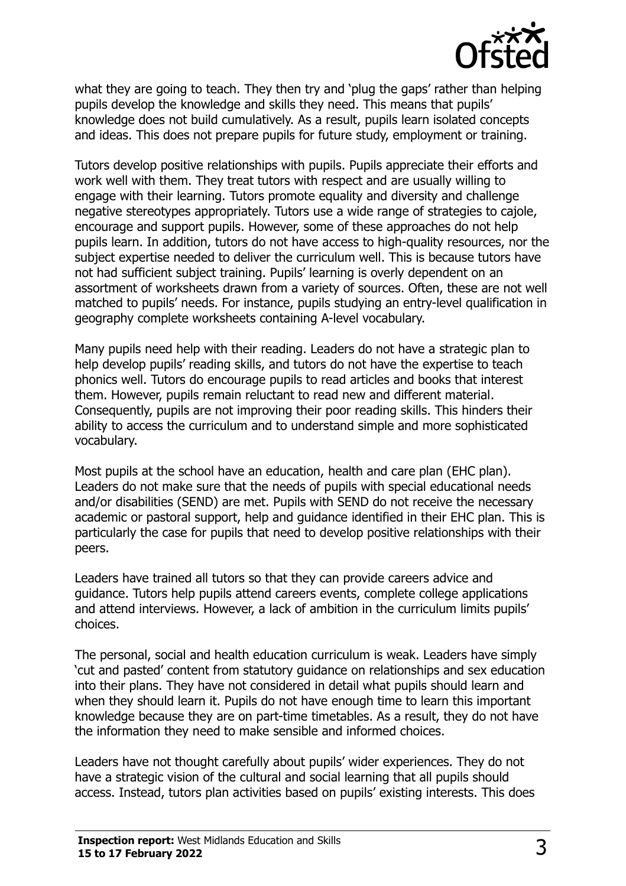what they are going to teach. They then try and 'plug the gaps' rather than helping pupils develop the knowledge and skills they need. This means that pupils' knowledge does not build cumulatively. As a result, pupils learn isolated concepts and ideas. This does not prepare pupils for future study, employment or training.

Tutors develop positive relationships with pupils. Pupils appreciate their efforts and work well with them. They treat tutors with respect and are usually willing to engage with their learning. Tutors promote equality and diversity and challenge negative stereotypes appropriately. Tutors use a wide range of strategies to cajole, encourage and support pupils. However, some of these approaches do not help pupils learn. In addition, tutors do not have access to high-quality resources, nor the subject expertise needed to deliver the curriculum well. This is because tutors have not had sufficient subject training. Pupils' learning is overly dependent on an assortment of worksheets drawn from a variety of sources. Often, these are not well matched to pupils' needs. For instance, pupils studying an entry-level qualification in geography complete worksheets containing A-level vocabulary.

Many pupils need help with their reading. Leaders do not have a strategic plan to help develop pupils' reading skills, and tutors do not have the expertise to teach phonics well. Tutors do encourage pupils to read articles and books that interest them. However, pupils remain reluctant to read new and different material. Consequently, pupils are not improving their poor reading skills. This hinders their ability to access the curriculum and to understand simple and more sophisticated vocabulary.

Most pupils at the school have an education, health and care plan (EHC plan). Leaders do not make sure that the needs of pupils with special educational needs and/or disabilities (SEND) are met. Pupils with SEND do not receive the necessary academic or pastoral support, help and guidance identified in their EHC plan. This is particularly the case for pupils that need to develop positive relationships with their peers.

Leaders have trained all tutors so that they can provide careers advice and guidance. Tutors help pupils attend careers events, complete college applications and attend interviews. However, a lack of ambition in the curriculum limits pupils' choices.

The personal, social and health education curriculum is weak. Leaders have simply 'cut and pasted' content from statutory guidance on relationships and sex education into their plans. They have not considered in detail what pupils should learn and when they should learn it. Pupils do not have enough time to learn this important knowledge because they are on part-time timetables. As a result, they do not have the information they need to make sensible and informed choices.

Leaders have not thought carefully about pupils' wider experiences. They do not have a strategic vision of the cultural and social learning that all pupils should access. Instead, tutors plan activities based on pupils' existing interests. This does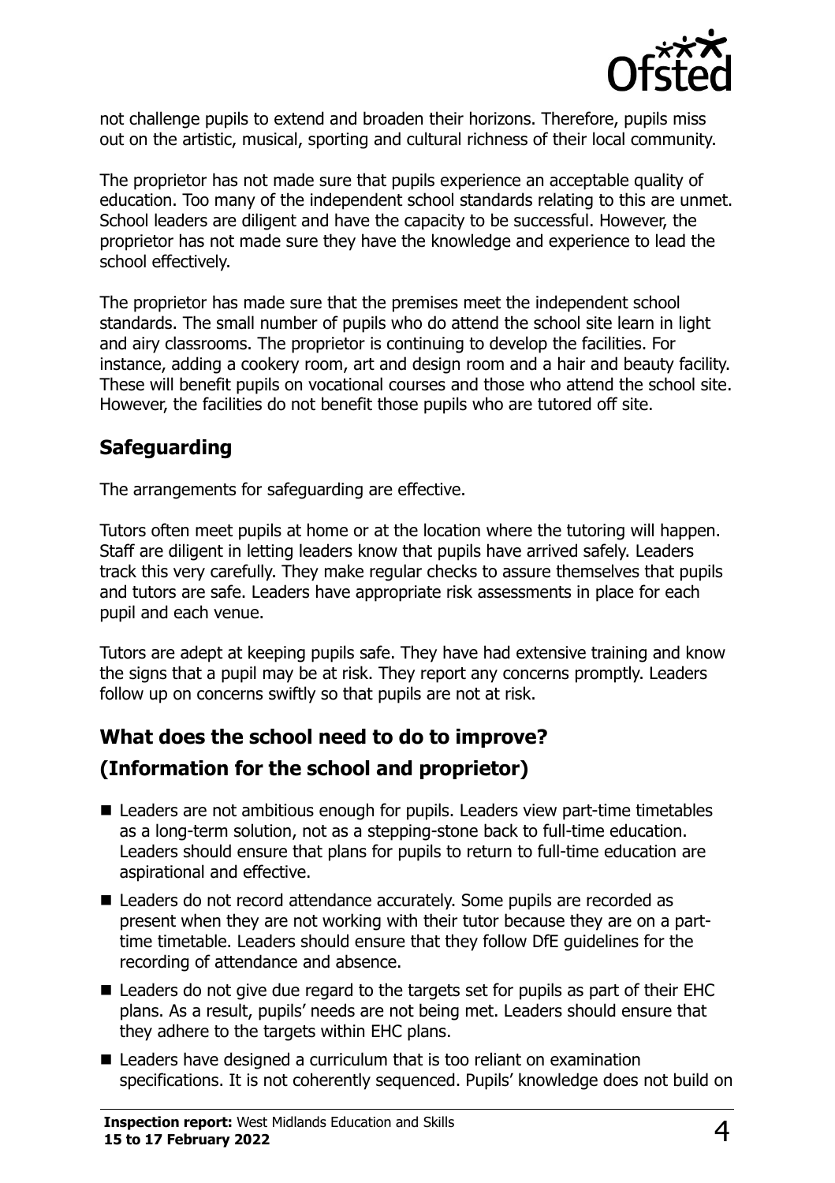not challenge pupils to extend and broaden their horizons. Therefore, pupils miss out on the artistic, musical, sporting and cultural richness of their local community.

The proprietor has not made sure that pupils experience an acceptable quality of education. Too many of the independent school standards relating to this are unmet. School leaders are diligent and have the capacity to be successful. However, the proprietor has not made sure they have the knowledge and experience to lead the school effectively.

The proprietor has made sure that the premises meet the independent school standards. The small number of pupils who do attend the school site learn in light and airy classrooms. The proprietor is continuing to develop the facilities. For instance, adding a cookery room, art and design room and a hair and beauty facility. These will benefit pupils on vocational courses and those who attend the school site. However, the facilities do not benefit those pupils who are tutored off site.

## Safeguarding

The arrangements for safeguarding are effective.

Tutors often meet pupils at home or at the location where the tutoring will happen. Staff are diligent in letting leaders know that pupils have arrived safely. Leaders track this very carefully. They make regular checks to assure themselves that pupils and tutors are safe. Leaders have appropriate risk assessments in place for each pupil and each venue.

Tutors are adept at keeping pupils safe. They have had extensive training and know the signs that a pupil may be at risk. They report any concerns promptly. Leaders follow up on concerns swiftly so that pupils are not at risk.

## What does the school need to do to improve?

## (Information for the school and proprietor)

- Leaders are not ambitious enough for pupils. Leaders view part-time timetables as a long-term solution, not as a stepping-stone back to full-time education. Leaders should ensure that plans for pupils to return to full-time education are aspirational and effective.
- Leaders do not record attendance accurately. Some pupils are recorded as present when they are not working with their tutor because they are on a part-time timetable. Leaders should ensure that they follow DfE guidelines for the recording of attendance and absence.
- Leaders do not give due regard to the targets set for pupils as part of their EHC plans. As a result, pupils' needs are not being met. Leaders should ensure that they adhere to the targets within EHC plans.
- Leaders have designed a curriculum that is too reliant on examination specifications. It is not coherently sequenced. Pupils' knowledge does not build on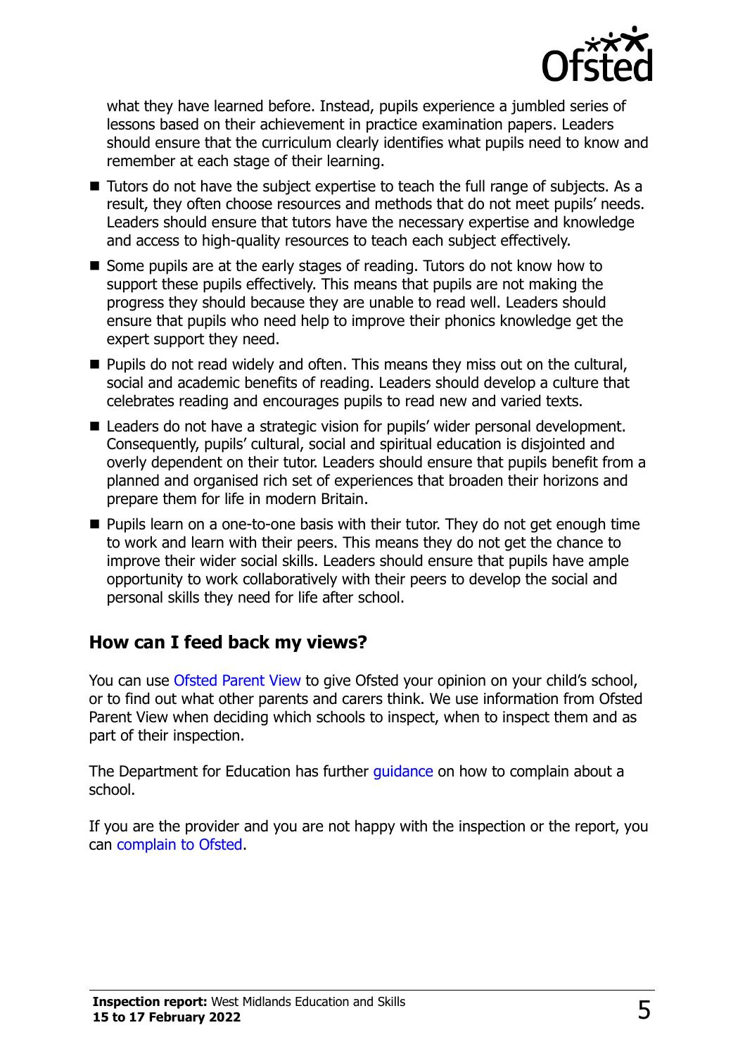what they have learned before. Instead, pupils experience a jumbled series of lessons based on their achievement in practice examination papers. Leaders should ensure that the curriculum clearly identifies what pupils need to know and remember at each stage of their learning.

- Tutors do not have the subject expertise to teach the full range of subjects. As a result, they often choose resources and methods that do not meet pupils' needs. Leaders should ensure that tutors have the necessary expertise and knowledge and access to high-quality resources to teach each subject effectively.
- Some pupils are at the early stages of reading. Tutors do not know how to support these pupils effectively. This means that pupils are not making the progress they should because they are unable to read well. Leaders should ensure that pupils who need help to improve their phonics knowledge get the expert support they need.
- Pupils do not read widely and often. This means they miss out on the cultural, social and academic benefits of reading. Leaders should develop a culture that celebrates reading and encourages pupils to read new and varied texts.
- Leaders do not have a strategic vision for pupils' wider personal development. Consequently, pupils' cultural, social and spiritual education is disjointed and overly dependent on their tutor. Leaders should ensure that pupils benefit from a planned and organised rich set of experiences that broaden their horizons and prepare them for life in modern Britain.
- Pupils learn on a one-to-one basis with their tutor. They do not get enough time to work and learn with their peers. This means they do not get the chance to improve their wider social skills. Leaders should ensure that pupils have ample opportunity to work collaboratively with their peers to develop the social and personal skills they need for life after school.

## How can I feed back my views?

You can use Ofsted Parent View to give Ofsted your opinion on your child's school, or to find out what other parents and carers think. We use information from Ofsted Parent View when deciding which schools to inspect, when to inspect them and as part of their inspection.

The Department for Education has further guidance on how to complain about a school.

If you are the provider and you are not happy with the inspection or the report, you can complain to Ofsted.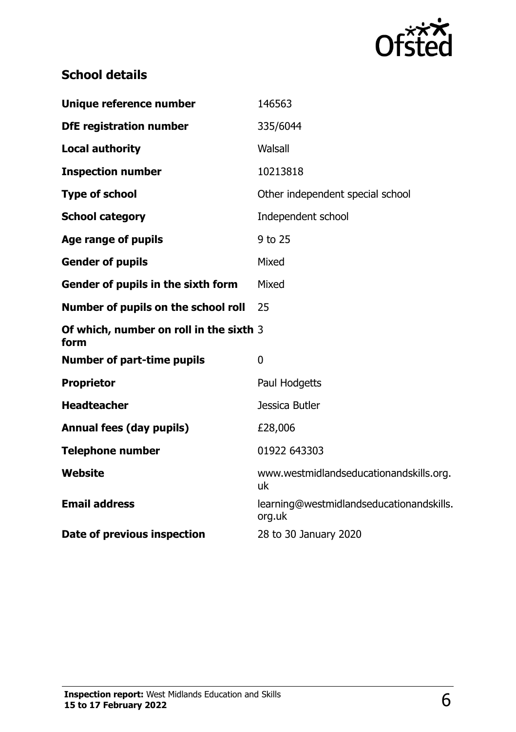## School details

| | |
|---|---|
| **Unique reference number** | 146563 |
| **DfE registration number** | 335/6044 |
| **Local authority** | Walsall |
| **Inspection number** | 10213818 |
| **Type of school** | Other independent special school |
| **School category** | Independent school |
| **Age range of pupils** | 9 to 25 |
| **Gender of pupils** | Mixed |
| **Gender of pupils in the sixth form** | Mixed |
| **Number of pupils on the school roll** | 25 |
| **Of which, number on roll in the sixth form** | 3 |
| **Number of part-time pupils** | 0 |
| **Proprietor** | Paul Hodgetts |
| **Headteacher** | Jessica Butler |
| **Annual fees (day pupils)** | £28,006 |
| **Telephone number** | 01922 643303 |
| **Website** | www.westmidlandseducationandskills.org.uk |
| **Email address** | learning@westmidlandseducationandskills.org.uk |
| **Date of previous inspection** | 28 to 30 January 2020 |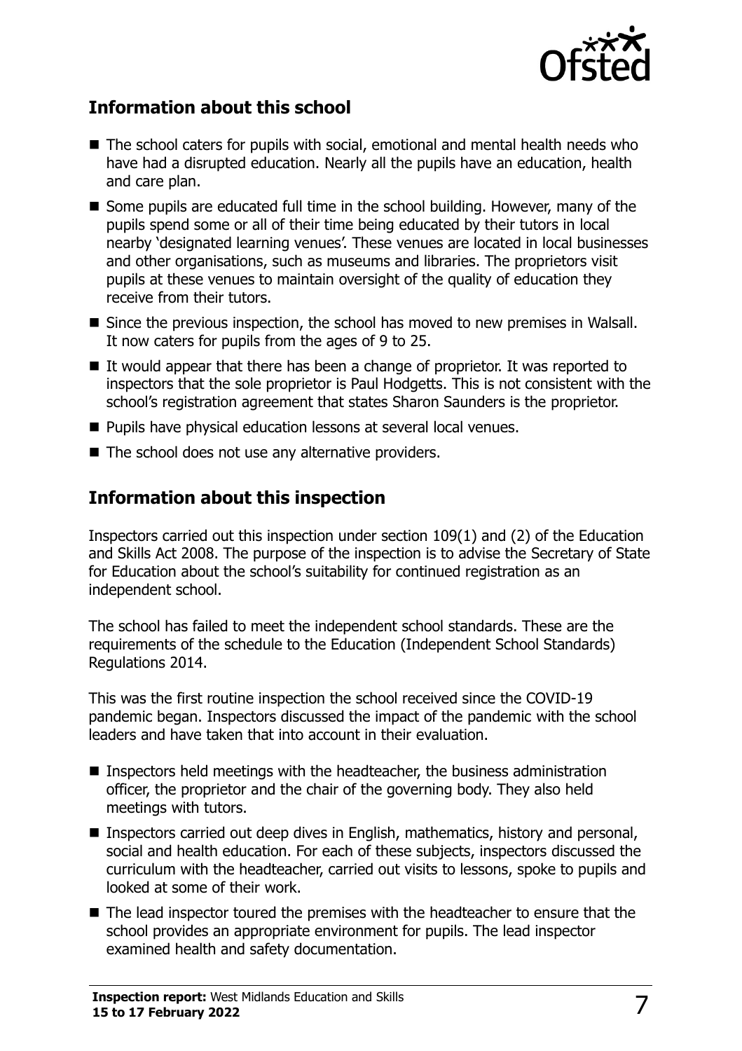## Information about this school

- The school caters for pupils with social, emotional and mental health needs who have had a disrupted education. Nearly all the pupils have an education, health and care plan.
- Some pupils are educated full time in the school building. However, many of the pupils spend some or all of their time being educated by their tutors in local nearby 'designated learning venues'. These venues are located in local businesses and other organisations, such as museums and libraries. The proprietors visit pupils at these venues to maintain oversight of the quality of education they receive from their tutors.
- Since the previous inspection, the school has moved to new premises in Walsall. It now caters for pupils from the ages of 9 to 25.
- It would appear that there has been a change of proprietor. It was reported to inspectors that the sole proprietor is Paul Hodgetts. This is not consistent with the school's registration agreement that states Sharon Saunders is the proprietor.
- Pupils have physical education lessons at several local venues.
- The school does not use any alternative providers.

## Information about this inspection

Inspectors carried out this inspection under section 109(1) and (2) of the Education and Skills Act 2008. The purpose of the inspection is to advise the Secretary of State for Education about the school's suitability for continued registration as an independent school.

The school has failed to meet the independent school standards. These are the requirements of the schedule to the Education (Independent School Standards) Regulations 2014.

This was the first routine inspection the school received since the COVID-19 pandemic began. Inspectors discussed the impact of the pandemic with the school leaders and have taken that into account in their evaluation.

- Inspectors held meetings with the headteacher, the business administration officer, the proprietor and the chair of the governing body. They also held meetings with tutors.
- Inspectors carried out deep dives in English, mathematics, history and personal, social and health education. For each of these subjects, inspectors discussed the curriculum with the headteacher, carried out visits to lessons, spoke to pupils and looked at some of their work.
- The lead inspector toured the premises with the headteacher to ensure that the school provides an appropriate environment for pupils. The lead inspector examined health and safety documentation.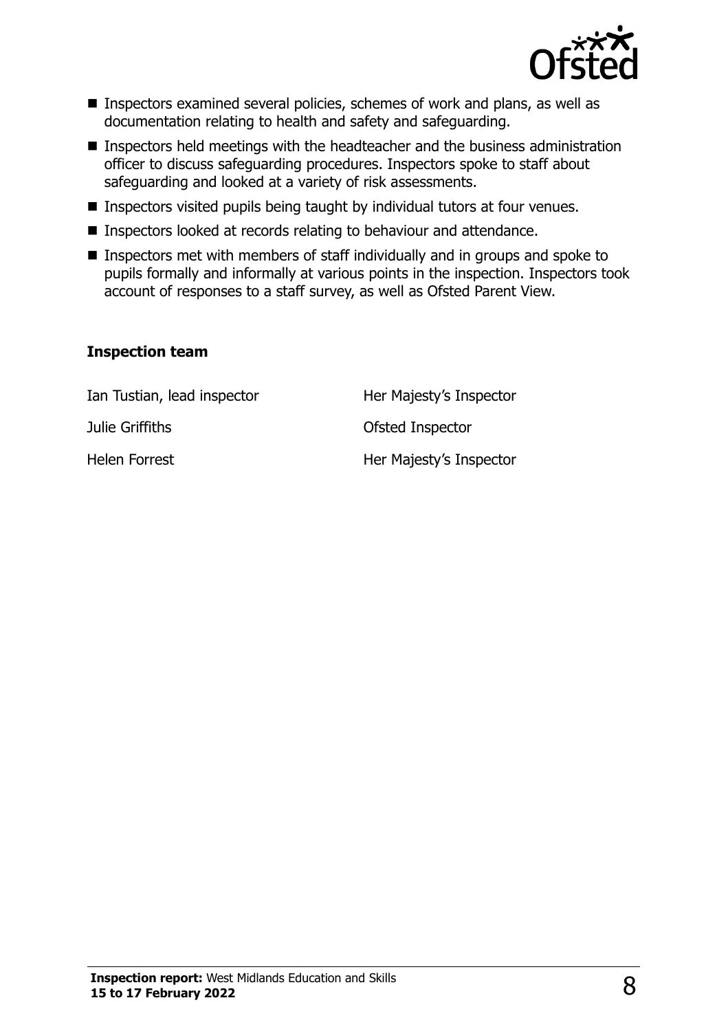- Inspectors examined several policies, schemes of work and plans, as well as documentation relating to health and safety and safeguarding.
- Inspectors held meetings with the headteacher and the business administration officer to discuss safeguarding procedures. Inspectors spoke to staff about safeguarding and looked at a variety of risk assessments.
- Inspectors visited pupils being taught by individual tutors at four venues.
- Inspectors looked at records relating to behaviour and attendance.
- Inspectors met with members of staff individually and in groups and spoke to pupils formally and informally at various points in the inspection. Inspectors took account of responses to a staff survey, as well as Ofsted Parent View.

### Inspection team

| | |
|---|---|
| Ian Tustian, lead inspector | Her Majesty's Inspector |
| Julie Griffiths | Ofsted Inspector |
| Helen Forrest | Her Majesty's Inspector |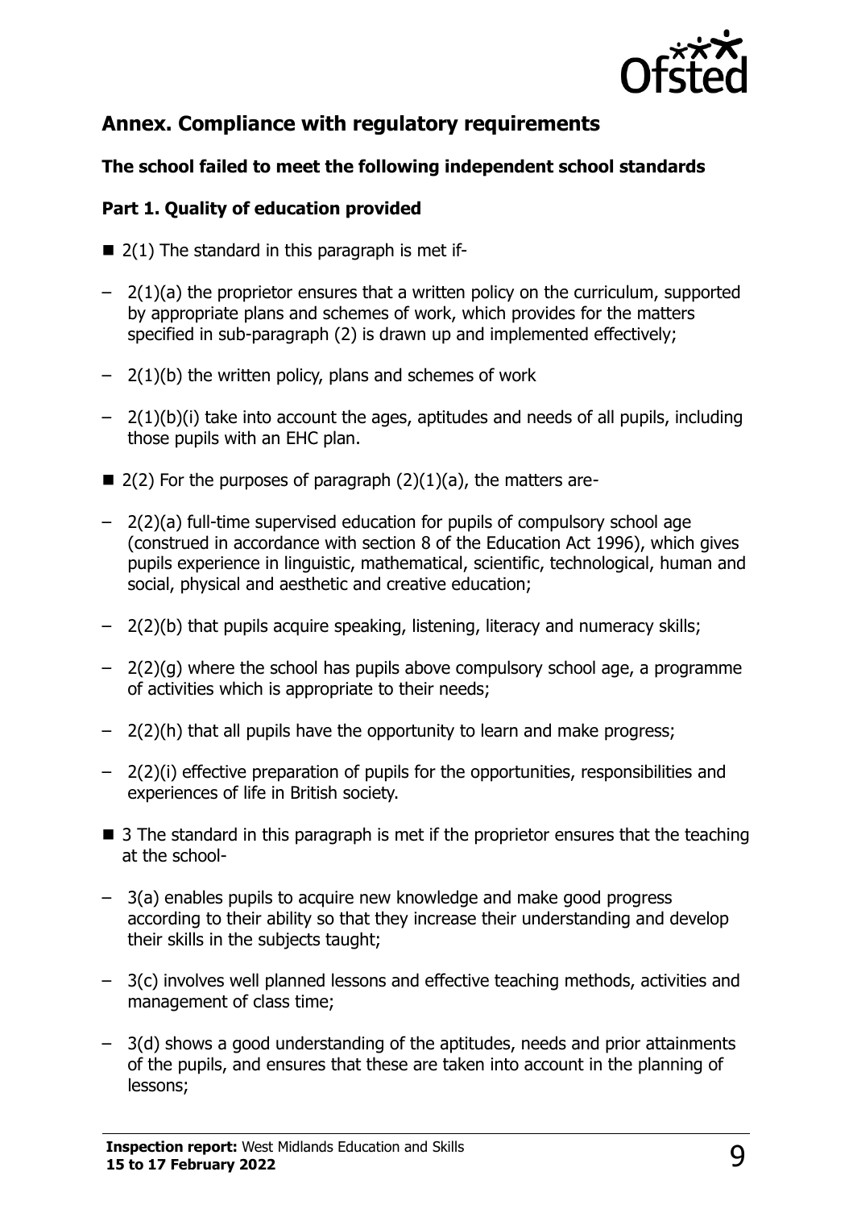## Annex. Compliance with regulatory requirements

### The school failed to meet the following independent school standards

### Part 1. Quality of education provided

- 2(1) The standard in this paragraph is met if-
  - 2(1)(a) the proprietor ensures that a written policy on the curriculum, supported by appropriate plans and schemes of work, which provides for the matters specified in sub-paragraph (2) is drawn up and implemented effectively;
  - 2(1)(b) the written policy, plans and schemes of work
  - 2(1)(b)(i) take into account the ages, aptitudes and needs of all pupils, including those pupils with an EHC plan.
- 2(2) For the purposes of paragraph (2)(1)(a), the matters are-
  - 2(2)(a) full-time supervised education for pupils of compulsory school age (construed in accordance with section 8 of the Education Act 1996), which gives pupils experience in linguistic, mathematical, scientific, technological, human and social, physical and aesthetic and creative education;
  - 2(2)(b) that pupils acquire speaking, listening, literacy and numeracy skills;
  - 2(2)(g) where the school has pupils above compulsory school age, a programme of activities which is appropriate to their needs;
  - 2(2)(h) that all pupils have the opportunity to learn and make progress;
  - 2(2)(i) effective preparation of pupils for the opportunities, responsibilities and experiences of life in British society.
- 3 The standard in this paragraph is met if the proprietor ensures that the teaching at the school-
  - 3(a) enables pupils to acquire new knowledge and make good progress according to their ability so that they increase their understanding and develop their skills in the subjects taught;
  - 3(c) involves well planned lessons and effective teaching methods, activities and management of class time;
  - 3(d) shows a good understanding of the aptitudes, needs and prior attainments of the pupils, and ensures that these are taken into account in the planning of lessons;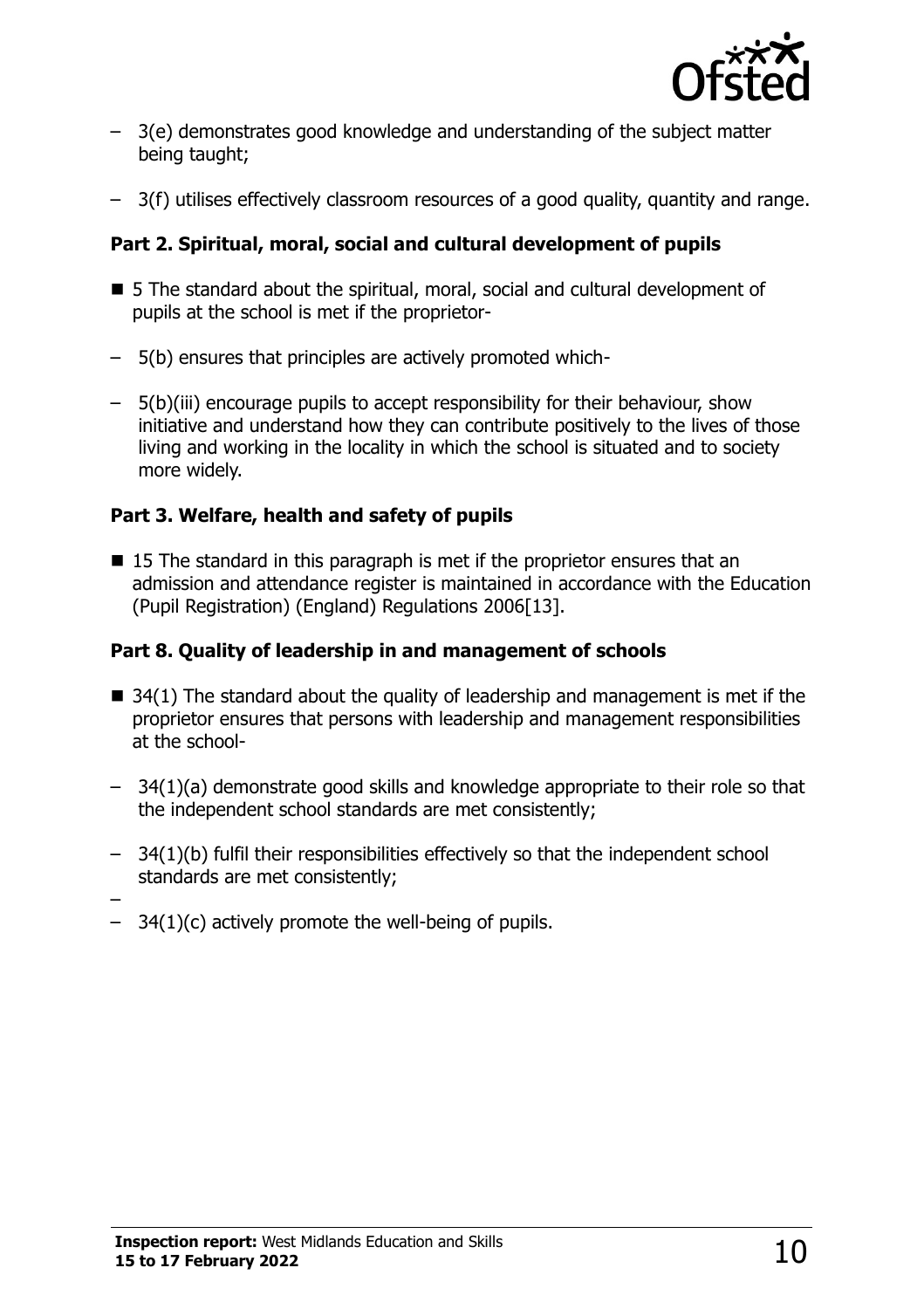- 3(e) demonstrates good knowledge and understanding of the subject matter being taught;
- 3(f) utilises effectively classroom resources of a good quality, quantity and range.

**Part 2. Spiritual, moral, social and cultural development of pupils**

- 5 The standard about the spiritual, moral, social and cultural development of pupils at the school is met if the proprietor-
  - 5(b) ensures that principles are actively promoted which-
  - 5(b)(iii) encourage pupils to accept responsibility for their behaviour, show initiative and understand how they can contribute positively to the lives of those living and working in the locality in which the school is situated and to society more widely.

**Part 3. Welfare, health and safety of pupils**

- 15 The standard in this paragraph is met if the proprietor ensures that an admission and attendance register is maintained in accordance with the Education (Pupil Registration) (England) Regulations 2006[13].

**Part 8. Quality of leadership in and management of schools**

- 34(1) The standard about the quality of leadership and management is met if the proprietor ensures that persons with leadership and management responsibilities at the school-
  - 34(1)(a) demonstrate good skills and knowledge appropriate to their role so that the independent school standards are met consistently;
  - 34(1)(b) fulfil their responsibilities effectively so that the independent school standards are met consistently;
  - 34(1)(c) actively promote the well-being of pupils.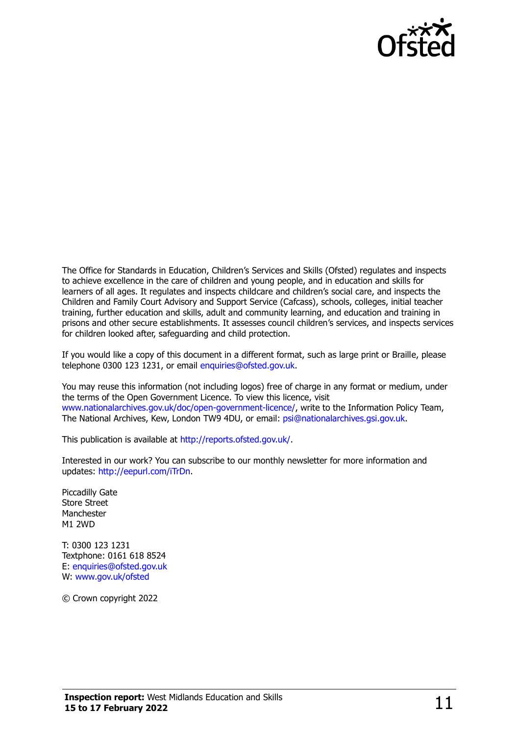The Office for Standards in Education, Children's Services and Skills (Ofsted) regulates and inspects to achieve excellence in the care of children and young people, and in education and skills for learners of all ages. It regulates and inspects childcare and children's social care, and inspects the Children and Family Court Advisory and Support Service (Cafcass), schools, colleges, initial teacher training, further education and skills, adult and community learning, and education and training in prisons and other secure establishments. It assesses council children's services, and inspects services for children looked after, safeguarding and child protection.

If you would like a copy of this document in a different format, such as large print or Braille, please telephone 0300 123 1231, or email enquiries@ofsted.gov.uk.

You may reuse this information (not including logos) free of charge in any format or medium, under the terms of the Open Government Licence. To view this licence, visit www.nationalarchives.gov.uk/doc/open-government-licence/, write to the Information Policy Team, The National Archives, Kew, London TW9 4DU, or email: psi@nationalarchives.gsi.gov.uk.

This publication is available at http://reports.ofsted.gov.uk/.

Interested in our work? You can subscribe to our monthly newsletter for more information and updates: http://eepurl.com/iTrDn.

Piccadilly Gate
Store Street
Manchester
M1 2WD

T: 0300 123 1231
Textphone: 0161 618 8524
E: enquiries@ofsted.gov.uk
W: www.gov.uk/ofsted

© Crown copyright 2022